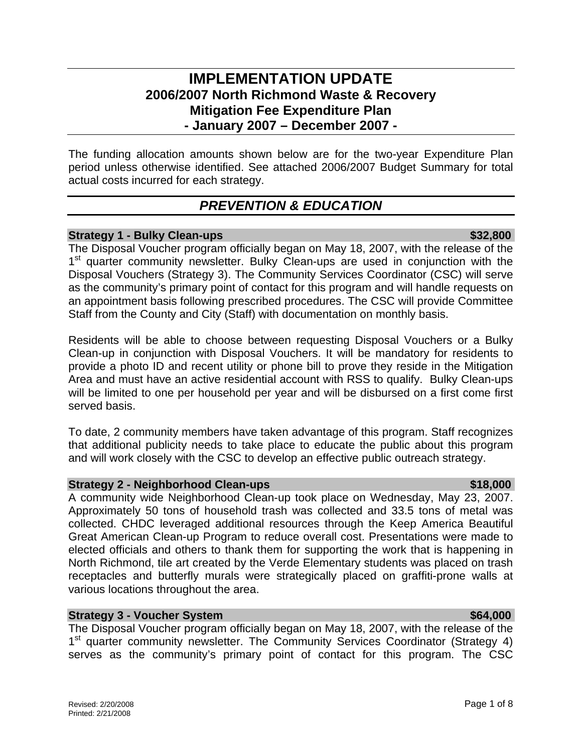# IMPLEMENTATION UPDATE

## 2006/2007 North Richmond Waste & Recovery Mitigation Fee Expenditure Plan

## - January 2007 – December 2007 -

The funding allocation amounts shown below are for the two-year Expenditure Plan period unless otherwise identified. See attached 2006/2007 Budget Summary for total actual costs incurred for each strategy.

## *PREVENTION & EDUCATION*

### Strategy 1 - Bulky Clean-ups — $32,800

The Disposal Voucher program officially began on May 18, 2007, with the release of the 1st quarter community newsletter. Bulky Clean-ups are used in conjunction with the Disposal Vouchers (Strategy 3). The Community Services Coordinator (CSC) will serve as the community's primary point of contact for this program and will handle requests on an appointment basis following prescribed procedures. The CSC will provide Committee Staff from the County and City (Staff) with documentation on monthly basis.

Residents will be able to choose between requesting Disposal Vouchers or a Bulky Clean-up in conjunction with Disposal Vouchers. It will be mandatory for residents to provide a photo ID and recent utility or phone bill to prove they reside in the Mitigation Area and must have an active residential account with RSS to qualify. Bulky Clean-ups will be limited to one per household per year and will be disbursed on a first come first served basis.

To date, 2 community members have taken advantage of this program. Staff recognizes that additional publicity needs to take place to educate the public about this program and will work closely with the CSC to develop an effective public outreach strategy.

### Strategy 2 - Neighborhood Clean-ups — $18,000

A community wide Neighborhood Clean-up took place on Wednesday, May 23, 2007. Approximately 50 tons of household trash was collected and 33.5 tons of metal was collected. CHDC leveraged additional resources through the Keep America Beautiful Great American Clean-up Program to reduce overall cost. Presentations were made to elected officials and others to thank them for supporting the work that is happening in North Richmond, tile art created by the Verde Elementary students was placed on trash receptacles and butterfly murals were strategically placed on graffiti-prone walls at various locations throughout the area.

### Strategy 3 - Voucher System — $64,000

The Disposal Voucher program officially began on May 18, 2007, with the release of the 1st quarter community newsletter. The Community Services Coordinator (Strategy 4) serves as the community's primary point of contact for this program. The CSC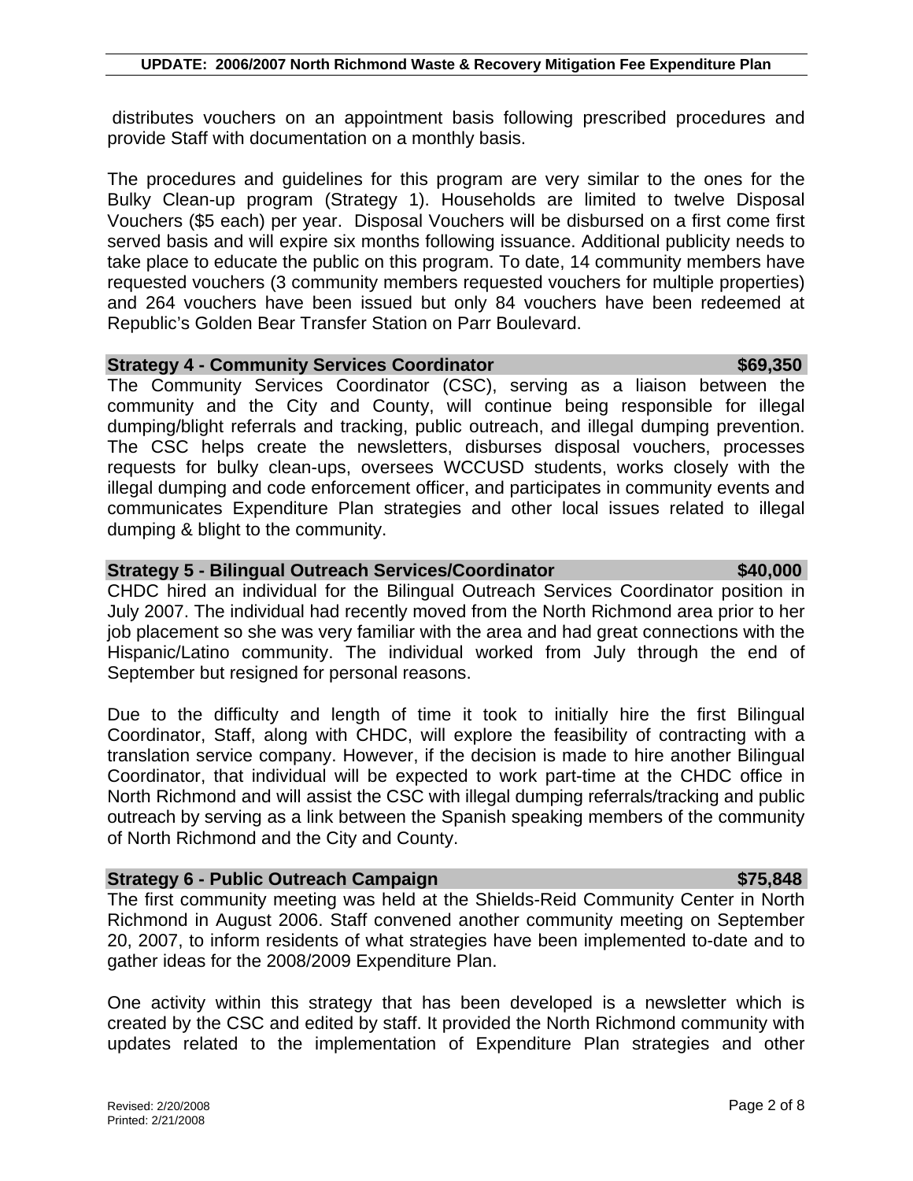distributes vouchers on an appointment basis following prescribed procedures and provide Staff with documentation on a monthly basis.

The procedures and guidelines for this program are very similar to the ones for the Bulky Clean-up program (Strategy 1). Households are limited to twelve Disposal Vouchers ($5 each) per year. Disposal Vouchers will be disbursed on a first come first served basis and will expire six months following issuance. Additional publicity needs to take place to educate the public on this program. To date, 14 community members have requested vouchers (3 community members requested vouchers for multiple properties) and 264 vouchers have been issued but only 84 vouchers have been redeemed at Republic's Golden Bear Transfer Station on Parr Boulevard.

**Strategy 4 - Community Services Coordinator — $69,350**

The Community Services Coordinator (CSC), serving as a liaison between the community and the City and County, will continue being responsible for illegal dumping/blight referrals and tracking, public outreach, and illegal dumping prevention. The CSC helps create the newsletters, disburses disposal vouchers, processes requests for bulky clean-ups, oversees WCCUSD students, works closely with the illegal dumping and code enforcement officer, and participates in community events and communicates Expenditure Plan strategies and other local issues related to illegal dumping & blight to the community.

**Strategy 5 - Bilingual Outreach Services/Coordinator — $40,000**

CHDC hired an individual for the Bilingual Outreach Services Coordinator position in July 2007. The individual had recently moved from the North Richmond area prior to her job placement so she was very familiar with the area and had great connections with the Hispanic/Latino community. The individual worked from July through the end of September but resigned for personal reasons.

Due to the difficulty and length of time it took to initially hire the first Bilingual Coordinator, Staff, along with CHDC, will explore the feasibility of contracting with a translation service company. However, if the decision is made to hire another Bilingual Coordinator, that individual will be expected to work part-time at the CHDC office in North Richmond and will assist the CSC with illegal dumping referrals/tracking and public outreach by serving as a link between the Spanish speaking members of the community of North Richmond and the City and County.

**Strategy 6 - Public Outreach Campaign — $75,848**

The first community meeting was held at the Shields-Reid Community Center in North Richmond in August 2006. Staff convened another community meeting on September 20, 2007, to inform residents of what strategies have been implemented to-date and to gather ideas for the 2008/2009 Expenditure Plan.

One activity within this strategy that has been developed is a newsletter which is created by the CSC and edited by staff. It provided the North Richmond community with updates related to the implementation of Expenditure Plan strategies and other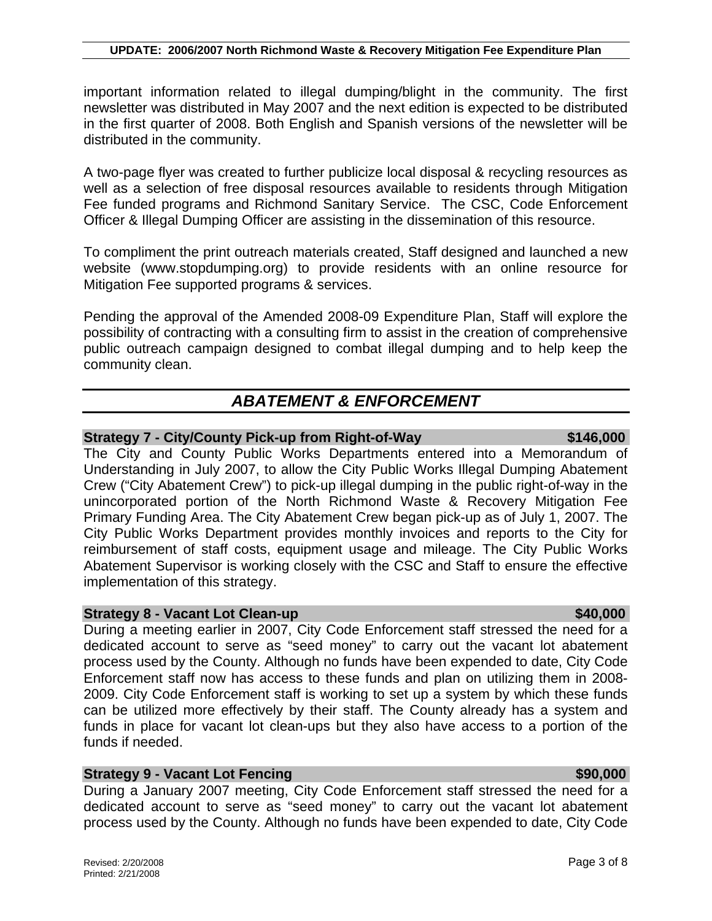important information related to illegal dumping/blight in the community. The first newsletter was distributed in May 2007 and the next edition is expected to be distributed in the first quarter of 2008. Both English and Spanish versions of the newsletter will be distributed in the community.

A two-page flyer was created to further publicize local disposal & recycling resources as well as a selection of free disposal resources available to residents through Mitigation Fee funded programs and Richmond Sanitary Service. The CSC, Code Enforcement Officer & Illegal Dumping Officer are assisting in the dissemination of this resource.

To compliment the print outreach materials created, Staff designed and launched a new website (www.stopdumping.org) to provide residents with an online resource for Mitigation Fee supported programs & services.

Pending the approval of the Amended 2008-09 Expenditure Plan, Staff will explore the possibility of contracting with a consulting firm to assist in the creation of comprehensive public outreach campaign designed to combat illegal dumping and to help keep the community clean.

## *ABATEMENT & ENFORCEMENT*

### Strategy 7 - City/County Pick-up from Right-of-Way — $146,000

The City and County Public Works Departments entered into a Memorandum of Understanding in July 2007, to allow the City Public Works Illegal Dumping Abatement Crew ("City Abatement Crew") to pick-up illegal dumping in the public right-of-way in the unincorporated portion of the North Richmond Waste & Recovery Mitigation Fee Primary Funding Area. The City Abatement Crew began pick-up as of July 1, 2007. The City Public Works Department provides monthly invoices and reports to the City for reimbursement of staff costs, equipment usage and mileage. The City Public Works Abatement Supervisor is working closely with the CSC and Staff to ensure the effective implementation of this strategy.

### Strategy 8 - Vacant Lot Clean-up — $40,000

During a meeting earlier in 2007, City Code Enforcement staff stressed the need for a dedicated account to serve as "seed money" to carry out the vacant lot abatement process used by the County. Although no funds have been expended to date, City Code Enforcement staff now has access to these funds and plan on utilizing them in 2008-2009. City Code Enforcement staff is working to set up a system by which these funds can be utilized more effectively by their staff. The County already has a system and funds in place for vacant lot clean-ups but they also have access to a portion of the funds if needed.

### Strategy 9 - Vacant Lot Fencing — $90,000

During a January 2007 meeting, City Code Enforcement staff stressed the need for a dedicated account to serve as "seed money" to carry out the vacant lot abatement process used by the County. Although no funds have been expended to date, City Code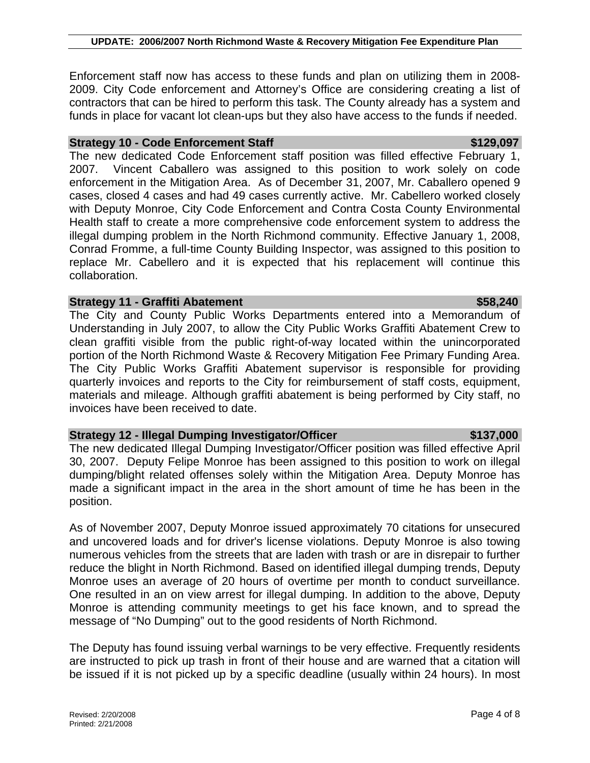Enforcement staff now has access to these funds and plan on utilizing them in 2008-2009. City Code enforcement and Attorney's Office are considering creating a list of contractors that can be hired to perform this task. The County already has a system and funds in place for vacant lot clean-ups but they also have access to the funds if needed.

### Strategy 10 - Code Enforcement Staff — $129,097

The new dedicated Code Enforcement staff position was filled effective February 1, 2007. Vincent Caballero was assigned to this position to work solely on code enforcement in the Mitigation Area. As of December 31, 2007, Mr. Caballero opened 9 cases, closed 4 cases and had 49 cases currently active. Mr. Cabellero worked closely with Deputy Monroe, City Code Enforcement and Contra Costa County Environmental Health staff to create a more comprehensive code enforcement system to address the illegal dumping problem in the North Richmond community. Effective January 1, 2008, Conrad Fromme, a full-time County Building Inspector, was assigned to this position to replace Mr. Cabellero and it is expected that his replacement will continue this collaboration.

### Strategy 11 - Graffiti Abatement — $58,240

The City and County Public Works Departments entered into a Memorandum of Understanding in July 2007, to allow the City Public Works Graffiti Abatement Crew to clean graffiti visible from the public right-of-way located within the unincorporated portion of the North Richmond Waste & Recovery Mitigation Fee Primary Funding Area. The City Public Works Graffiti Abatement supervisor is responsible for providing quarterly invoices and reports to the City for reimbursement of staff costs, equipment, materials and mileage. Although graffiti abatement is being performed by City staff, no invoices have been received to date.

### Strategy 12 - Illegal Dumping Investigator/Officer — $137,000

The new dedicated Illegal Dumping Investigator/Officer position was filled effective April 30, 2007. Deputy Felipe Monroe has been assigned to this position to work on illegal dumping/blight related offenses solely within the Mitigation Area. Deputy Monroe has made a significant impact in the area in the short amount of time he has been in the position.

As of November 2007, Deputy Monroe issued approximately 70 citations for unsecured and uncovered loads and for driver's license violations. Deputy Monroe is also towing numerous vehicles from the streets that are laden with trash or are in disrepair to further reduce the blight in North Richmond. Based on identified illegal dumping trends, Deputy Monroe uses an average of 20 hours of overtime per month to conduct surveillance. One resulted in an on view arrest for illegal dumping. In addition to the above, Deputy Monroe is attending community meetings to get his face known, and to spread the message of "No Dumping" out to the good residents of North Richmond.

The Deputy has found issuing verbal warnings to be very effective. Frequently residents are instructed to pick up trash in front of their house and are warned that a citation will be issued if it is not picked up by a specific deadline (usually within 24 hours). In most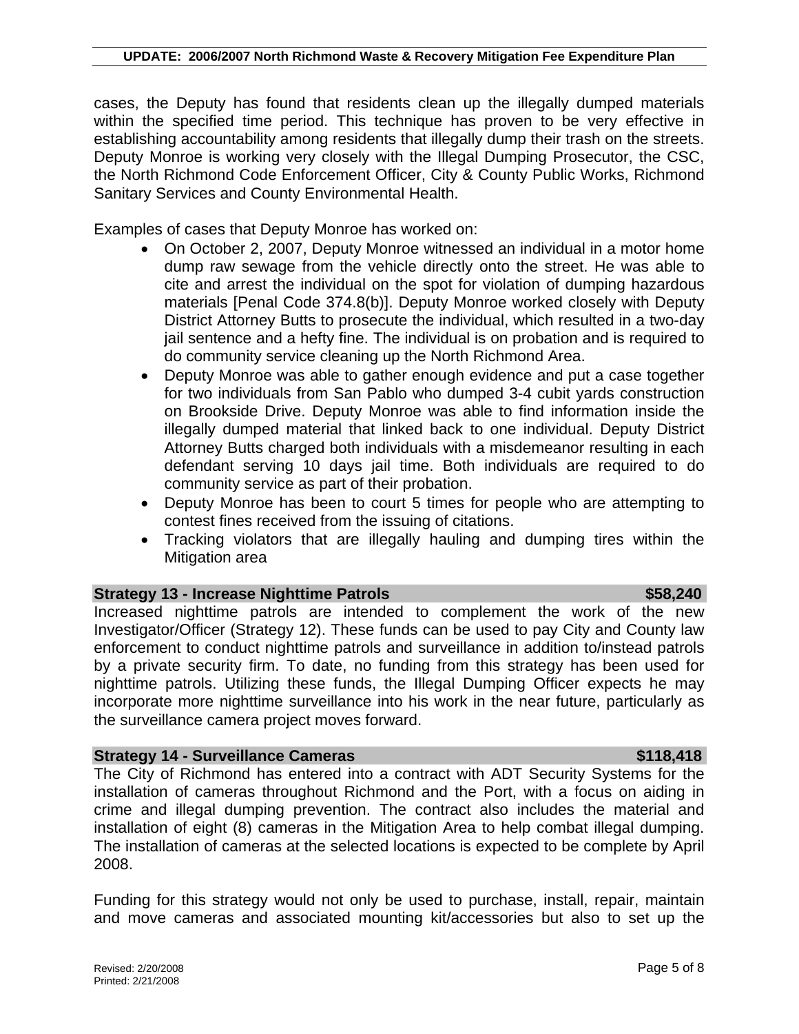cases, the Deputy has found that residents clean up the illegally dumped materials within the specified time period. This technique has proven to be very effective in establishing accountability among residents that illegally dump their trash on the streets. Deputy Monroe is working very closely with the Illegal Dumping Prosecutor, the CSC, the North Richmond Code Enforcement Officer, City & County Public Works, Richmond Sanitary Services and County Environmental Health.

Examples of cases that Deputy Monroe has worked on:

- On October 2, 2007, Deputy Monroe witnessed an individual in a motor home dump raw sewage from the vehicle directly onto the street. He was able to cite and arrest the individual on the spot for violation of dumping hazardous materials [Penal Code 374.8(b)]. Deputy Monroe worked closely with Deputy District Attorney Butts to prosecute the individual, which resulted in a two-day jail sentence and a hefty fine. The individual is on probation and is required to do community service cleaning up the North Richmond Area.
- Deputy Monroe was able to gather enough evidence and put a case together for two individuals from San Pablo who dumped 3-4 cubit yards construction on Brookside Drive. Deputy Monroe was able to find information inside the illegally dumped material that linked back to one individual. Deputy District Attorney Butts charged both individuals with a misdemeanor resulting in each defendant serving 10 days jail time. Both individuals are required to do community service as part of their probation.
- Deputy Monroe has been to court 5 times for people who are attempting to contest fines received from the issuing of citations.
- Tracking violators that are illegally hauling and dumping tires within the Mitigation area

**Strategy 13 - Increase Nighttime Patrols $58,240**

Increased nighttime patrols are intended to complement the work of the new Investigator/Officer (Strategy 12). These funds can be used to pay City and County law enforcement to conduct nighttime patrols and surveillance in addition to/instead patrols by a private security firm. To date, no funding from this strategy has been used for nighttime patrols. Utilizing these funds, the Illegal Dumping Officer expects he may incorporate more nighttime surveillance into his work in the near future, particularly as the surveillance camera project moves forward.

**Strategy 14 - Surveillance Cameras $118,418**

The City of Richmond has entered into a contract with ADT Security Systems for the installation of cameras throughout Richmond and the Port, with a focus on aiding in crime and illegal dumping prevention. The contract also includes the material and installation of eight (8) cameras in the Mitigation Area to help combat illegal dumping. The installation of cameras at the selected locations is expected to be complete by April 2008.

Funding for this strategy would not only be used to purchase, install, repair, maintain and move cameras and associated mounting kit/accessories but also to set up the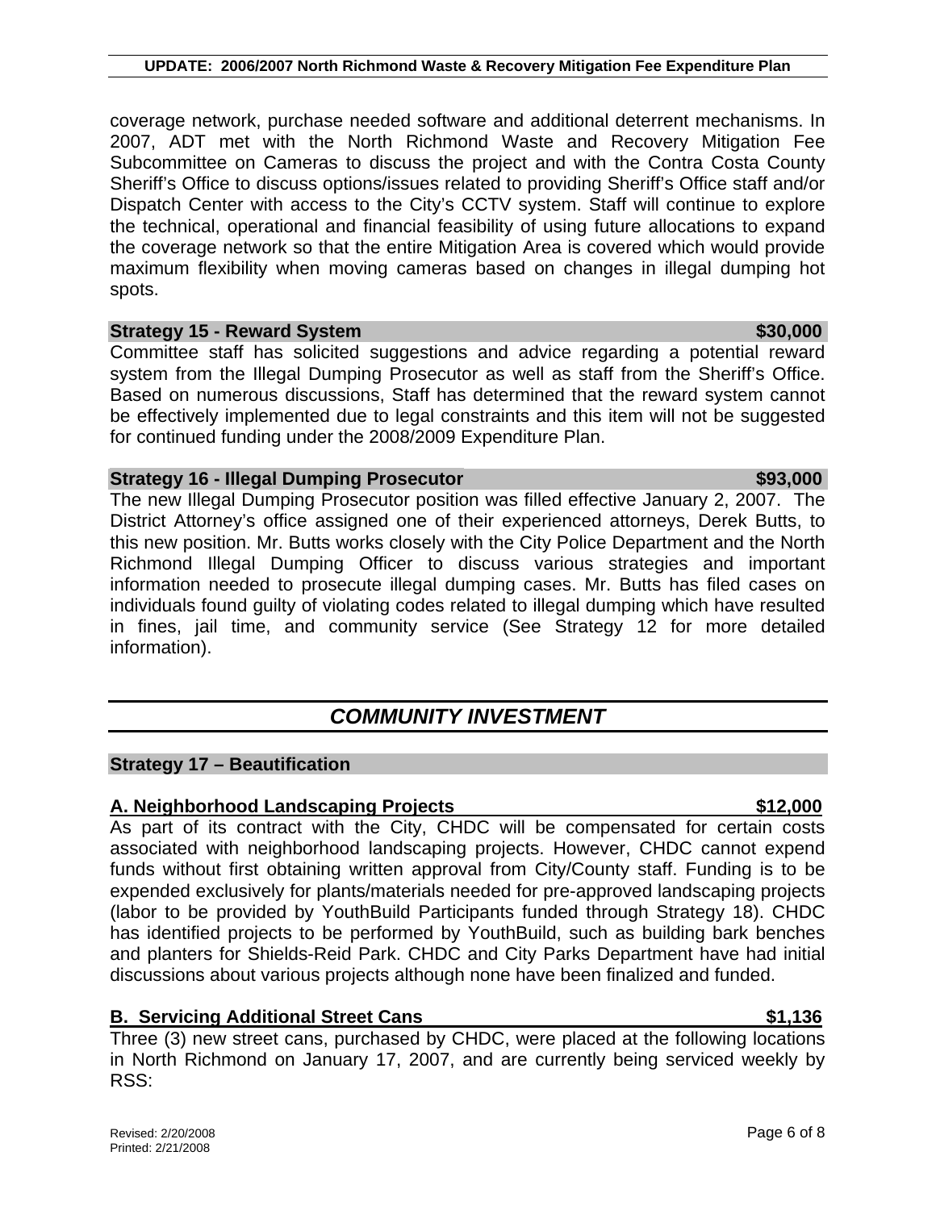coverage network, purchase needed software and additional deterrent mechanisms. In 2007, ADT met with the North Richmond Waste and Recovery Mitigation Fee Subcommittee on Cameras to discuss the project and with the Contra Costa County Sheriff's Office to discuss options/issues related to providing Sheriff's Office staff and/or Dispatch Center with access to the City's CCTV system. Staff will continue to explore the technical, operational and financial feasibility of using future allocations to expand the coverage network so that the entire Mitigation Area is covered which would provide maximum flexibility when moving cameras based on changes in illegal dumping hot spots.

**Strategy 15 - Reward System $30,000**

Committee staff has solicited suggestions and advice regarding a potential reward system from the Illegal Dumping Prosecutor as well as staff from the Sheriff's Office. Based on numerous discussions, Staff has determined that the reward system cannot be effectively implemented due to legal constraints and this item will not be suggested for continued funding under the 2008/2009 Expenditure Plan.

**Strategy 16 - Illegal Dumping Prosecutor $93,000**

The new Illegal Dumping Prosecutor position was filled effective January 2, 2007. The District Attorney's office assigned one of their experienced attorneys, Derek Butts, to this new position. Mr. Butts works closely with the City Police Department and the North Richmond Illegal Dumping Officer to discuss various strategies and important information needed to prosecute illegal dumping cases. Mr. Butts has filed cases on individuals found guilty of violating codes related to illegal dumping which have resulted in fines, jail time, and community service (See Strategy 12 for more detailed information).

## *COMMUNITY INVESTMENT*

**Strategy 17 – Beautification**

**A. Neighborhood Landscaping Projects $12,000**

As part of its contract with the City, CHDC will be compensated for certain costs associated with neighborhood landscaping projects. However, CHDC cannot expend funds without first obtaining written approval from City/County staff. Funding is to be expended exclusively for plants/materials needed for pre-approved landscaping projects (labor to be provided by YouthBuild Participants funded through Strategy 18). CHDC has identified projects to be performed by YouthBuild, such as building bark benches and planters for Shields-Reid Park. CHDC and City Parks Department have had initial discussions about various projects although none have been finalized and funded.

**B. Servicing Additional Street Cans $1,136**

Three (3) new street cans, purchased by CHDC, were placed at the following locations in North Richmond on January 17, 2007, and are currently being serviced weekly by RSS: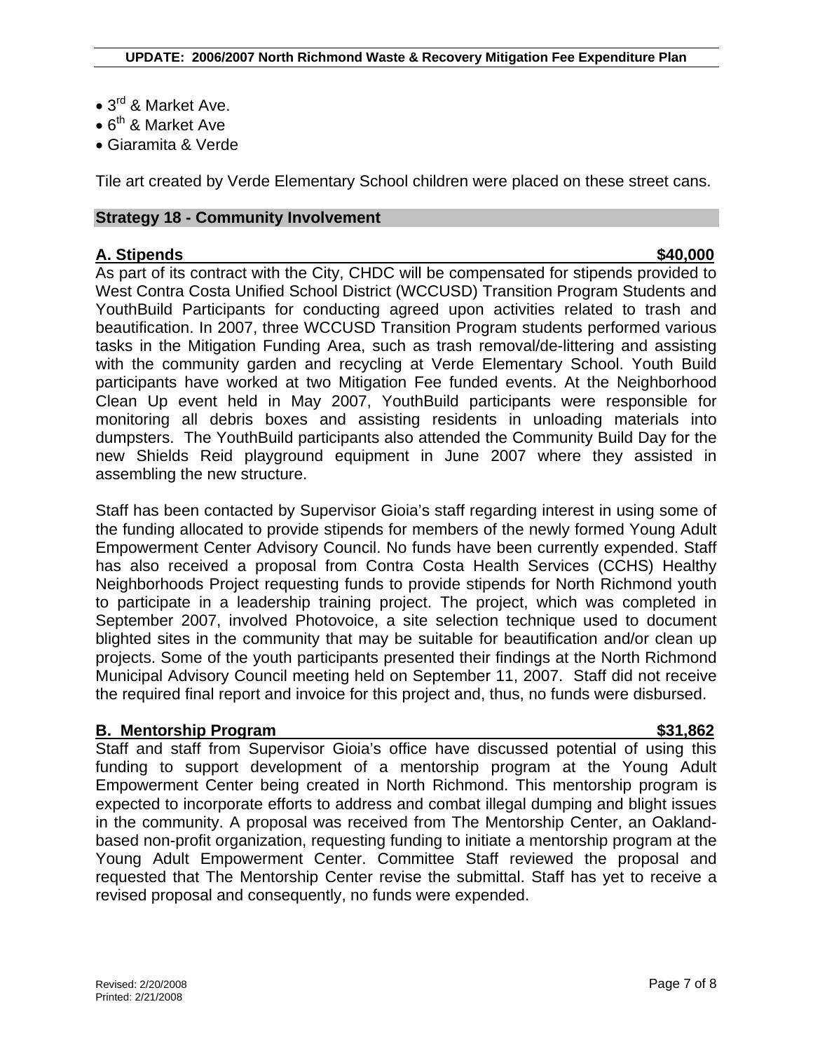- 3rd & Market Ave.
- 6th & Market Ave
- Giaramita & Verde

Tile art created by Verde Elementary School children were placed on these street cans.

## Strategy 18 - Community Involvement

### A. Stipends — $40,000

As part of its contract with the City, CHDC will be compensated for stipends provided to West Contra Costa Unified School District (WCCUSD) Transition Program Students and YouthBuild Participants for conducting agreed upon activities related to trash and beautification. In 2007, three WCCUSD Transition Program students performed various tasks in the Mitigation Funding Area, such as trash removal/de-littering and assisting with the community garden and recycling at Verde Elementary School. Youth Build participants have worked at two Mitigation Fee funded events. At the Neighborhood Clean Up event held in May 2007, YouthBuild participants were responsible for monitoring all debris boxes and assisting residents in unloading materials into dumpsters. The YouthBuild participants also attended the Community Build Day for the new Shields Reid playground equipment in June 2007 where they assisted in assembling the new structure.

Staff has been contacted by Supervisor Gioia's staff regarding interest in using some of the funding allocated to provide stipends for members of the newly formed Young Adult Empowerment Center Advisory Council. No funds have been currently expended. Staff has also received a proposal from Contra Costa Health Services (CCHS) Healthy Neighborhoods Project requesting funds to provide stipends for North Richmond youth to participate in a leadership training project. The project, which was completed in September 2007, involved Photovoice, a site selection technique used to document blighted sites in the community that may be suitable for beautification and/or clean up projects. Some of the youth participants presented their findings at the North Richmond Municipal Advisory Council meeting held on September 11, 2007. Staff did not receive the required final report and invoice for this project and, thus, no funds were disbursed.

### B. Mentorship Program — $31,862

Staff and staff from Supervisor Gioia's office have discussed potential of using this funding to support development of a mentorship program at the Young Adult Empowerment Center being created in North Richmond. This mentorship program is expected to incorporate efforts to address and combat illegal dumping and blight issues in the community. A proposal was received from The Mentorship Center, an Oakland-based non-profit organization, requesting funding to initiate a mentorship program at the Young Adult Empowerment Center. Committee Staff reviewed the proposal and requested that The Mentorship Center revise the submittal. Staff has yet to receive a revised proposal and consequently, no funds were expended.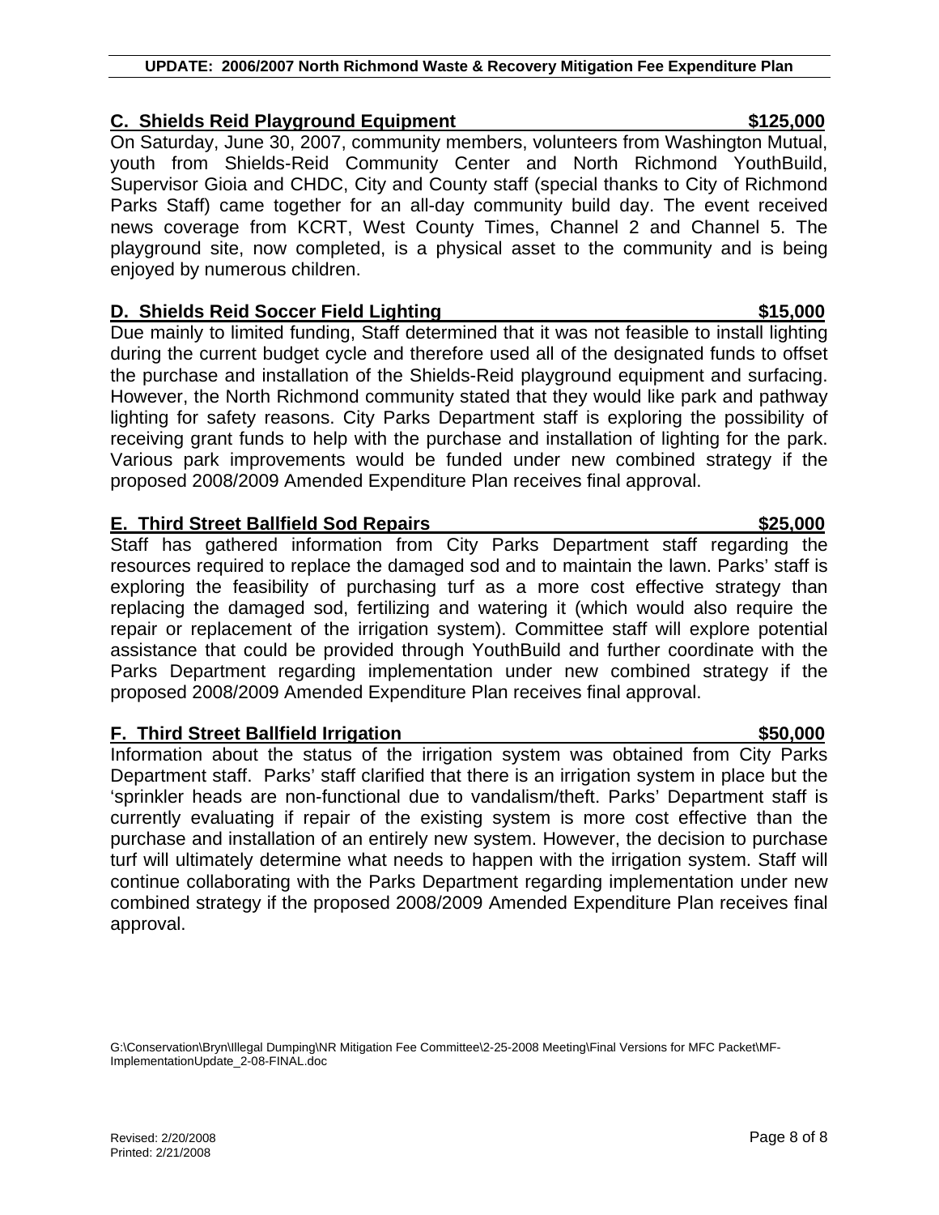**C. Shields Reid Playground Equipment $125,000**

On Saturday, June 30, 2007, community members, volunteers from Washington Mutual, youth from Shields-Reid Community Center and North Richmond YouthBuild, Supervisor Gioia and CHDC, City and County staff (special thanks to City of Richmond Parks Staff) came together for an all-day community build day. The event received news coverage from KCRT, West County Times, Channel 2 and Channel 5. The playground site, now completed, is a physical asset to the community and is being enjoyed by numerous children.

**D. Shields Reid Soccer Field Lighting $15,000**

Due mainly to limited funding, Staff determined that it was not feasible to install lighting during the current budget cycle and therefore used all of the designated funds to offset the purchase and installation of the Shields-Reid playground equipment and surfacing. However, the North Richmond community stated that they would like park and pathway lighting for safety reasons. City Parks Department staff is exploring the possibility of receiving grant funds to help with the purchase and installation of lighting for the park. Various park improvements would be funded under new combined strategy if the proposed 2008/2009 Amended Expenditure Plan receives final approval.

**E. Third Street Ballfield Sod Repairs $25,000**

Staff has gathered information from City Parks Department staff regarding the resources required to replace the damaged sod and to maintain the lawn. Parks' staff is exploring the feasibility of purchasing turf as a more cost effective strategy than replacing the damaged sod, fertilizing and watering it (which would also require the repair or replacement of the irrigation system). Committee staff will explore potential assistance that could be provided through YouthBuild and further coordinate with the Parks Department regarding implementation under new combined strategy if the proposed 2008/2009 Amended Expenditure Plan receives final approval.

**F. Third Street Ballfield Irrigation $50,000**

Information about the status of the irrigation system was obtained from City Parks Department staff. Parks' staff clarified that there is an irrigation system in place but the 'sprinkler heads are non-functional due to vandalism/theft. Parks' Department staff is currently evaluating if repair of the existing system is more cost effective than the purchase and installation of an entirely new system. However, the decision to purchase turf will ultimately determine what needs to happen with the irrigation system. Staff will continue collaborating with the Parks Department regarding implementation under new combined strategy if the proposed 2008/2009 Amended Expenditure Plan receives final approval.

G:\Conservation\Bryn\Illegal Dumping\NR Mitigation Fee Committee\2-25-2008 Meeting\Final Versions for MFC Packet\MF-ImplementationUpdate_2-08-FINAL.doc

Revised: 2/20/2008
Printed: 2/21/2008